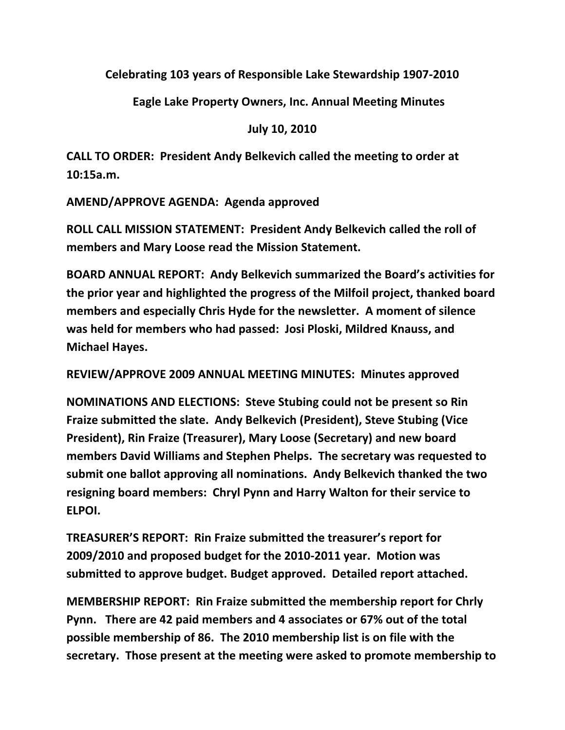**Celebrating 103 years of Responsible Lake Stewardship 1907-2010**

**Eagle Lake Property Owners, Inc. Annual Meeting Minutes**

**July 10, 2010**

**CALL TO ORDER: President Andy Belkevich called the meeting to order at 10:15a.m.**

**AMEND/APPROVE AGENDA: Agenda approved**

**ROLL CALL MISSION STATEMENT: President Andy Belkevich called the roll of members and Mary Loose read the Mission Statement.**

**BOARD ANNUAL REPORT: Andy Belkevich summarized the Board's activities for the prior year and highlighted the progress of the Milfoil project, thanked board members and especially Chris Hyde for the newsletter. A moment of silence was held for members who had passed: Josi Ploski, Mildred Knauss, and Michael Hayes.**

**REVIEW/APPROVE 2009 ANNUAL MEETING MINUTES: Minutes approved**

**NOMINATIONS AND ELECTIONS: Steve Stubing could not be present so Rin Fraize submitted the slate. Andy Belkevich (President), Steve Stubing (Vice President), Rin Fraize (Treasurer), Mary Loose (Secretary) and new board members David Williams and Stephen Phelps. The secretary was requested to submit one ballot approving all nominations. Andy Belkevich thanked the two resigning board members: Chryl Pynn and Harry Walton for their service to ELPOI.**

**TREASURER'S REPORT: Rin Fraize submitted the treasurer's report for 2009/2010 and proposed budget for the 2010-2011 year. Motion was submitted to approve budget. Budget approved. Detailed report attached.**

**MEMBERSHIP REPORT: Rin Fraize submitted the membership report for Chrly Pynn. There are 42 paid members and 4 associates or 67% out of the total possible membership of 86. The 2010 membership list is on file with the secretary. Those present at the meeting were asked to promote membership to**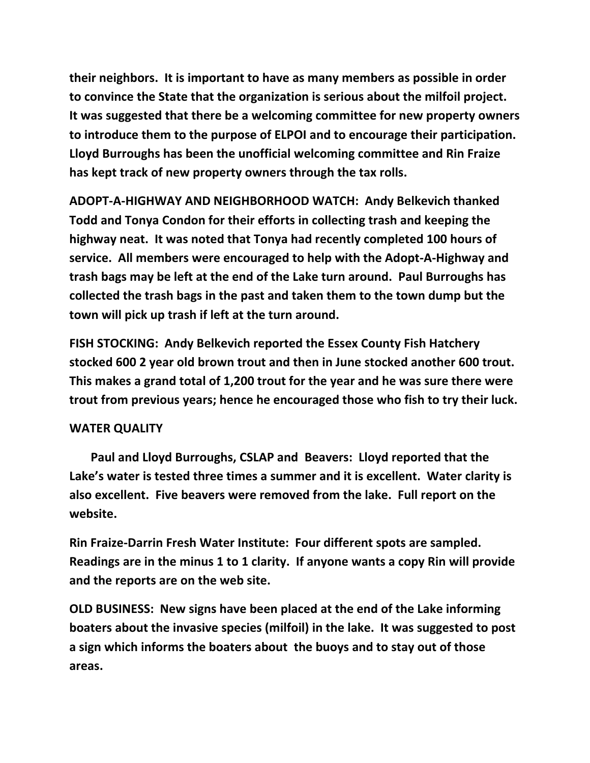**their neighbors. It is important to have as many members as possible in order to convince the State that the organization is serious about the milfoil project. It was suggested that there be a welcoming committee for new property owners to introduce them to the purpose of ELPOI and to encourage their participation. Lloyd Burroughs has been the unofficial welcoming committee and Rin Fraize has kept track of new property owners through the tax rolls.**

**ADOPT-A-HIGHWAY AND NEIGHBORHOOD WATCH: Andy Belkevich thanked Todd and Tonya Condon for their efforts in collecting trash and keeping the highway neat. It was noted that Tonya had recently completed 100 hours of service. All members were encouraged to help with the Adopt-A-Highway and trash bags may be left at the end of the Lake turn around. Paul Burroughs has collected the trash bags in the past and taken them to the town dump but the town will pick up trash if left at the turn around.**

**FISH STOCKING: Andy Belkevich reported the Essex County Fish Hatchery stocked 600 2 year old brown trout and then in June stocked another 600 trout. This makes a grand total of 1,200 trout for the year and he was sure there were trout from previous years; hence he encouraged those who fish to try their luck.**

**WATER QUALITY**

**Paul and Lloyd Burroughs, CSLAP and Beavers: Lloyd reported that the Lake's water is tested three times a summer and it is excellent. Water clarity is also excellent. Five beavers were removed from the lake. Full report on the website.**

**Rin Fraize-Darrin Fresh Water Institute: Four different spots are sampled. Readings are in the minus 1 to 1 clarity. If anyone wants a copy Rin will provide and the reports are on the web site.**

**OLD BUSINESS: New signs have been placed at the end of the Lake informing boaters about the invasive species (milfoil) in the lake. It was suggested to post a sign which informs the boaters about the buoys and to stay out of those areas.**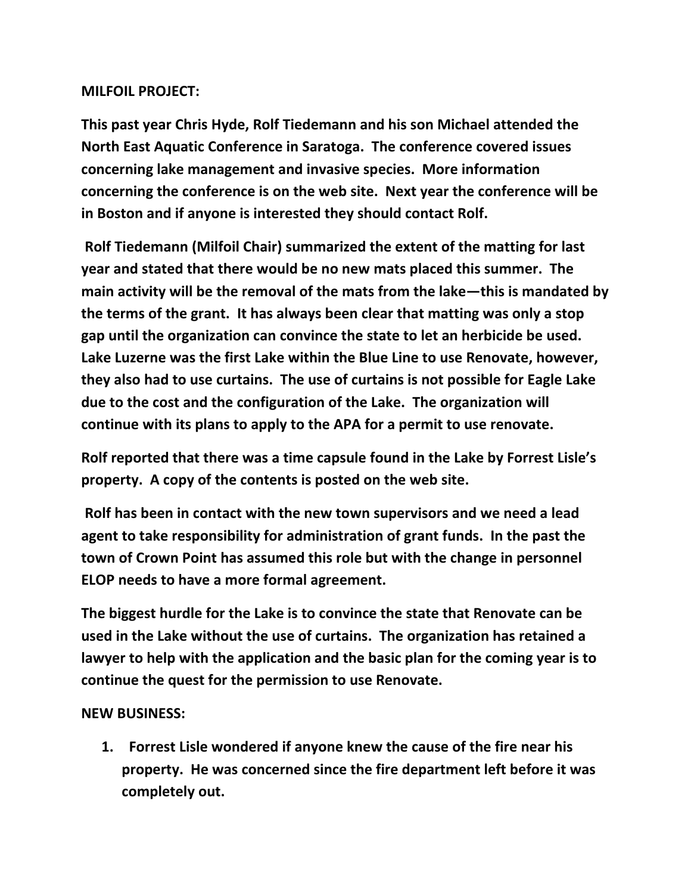**MILFOIL PROJECT:**

**This past year Chris Hyde, Rolf Tiedemann and his son Michael attended the North East Aquatic Conference in Saratoga. The conference covered issues concerning lake management and invasive species. More information concerning the conference is on the web site. Next year the conference will be in Boston and if anyone is interested they should contact Rolf.**

**Rolf Tiedemann (Milfoil Chair) summarized the extent of the matting for last year and stated that there would be no new mats placed this summer. The main activity will be the removal of the mats from the lake—this is mandated by the terms of the grant. It has always been clear that matting was only a stop gap until the organization can convince the state to let an herbicide be used. Lake Luzerne was the first Lake within the Blue Line to use Renovate, however, they also had to use curtains. The use of curtains is not possible for Eagle Lake due to the cost and the configuration of the Lake. The organization will continue with its plans to apply to the APA for a permit to use renovate.**

**Rolf reported that there was a time capsule found in the Lake by Forrest Lisle's property. A copy of the contents is posted on the web site.**

**Rolf has been in contact with the new town supervisors and we need a lead agent to take responsibility for administration of grant funds. In the past the town of Crown Point has assumed this role but with the change in personnel ELOP needs to have a more formal agreement.**

**The biggest hurdle for the Lake is to convince the state that Renovate can be used in the Lake without the use of curtains. The organization has retained a lawyer to help with the application and the basic plan for the coming year is to continue the quest for the permission to use Renovate.**

**NEW BUSINESS:**

1. **Forrest Lisle wondered if anyone knew the cause of the fire near his property. He was concerned since the fire department left before it was completely out.**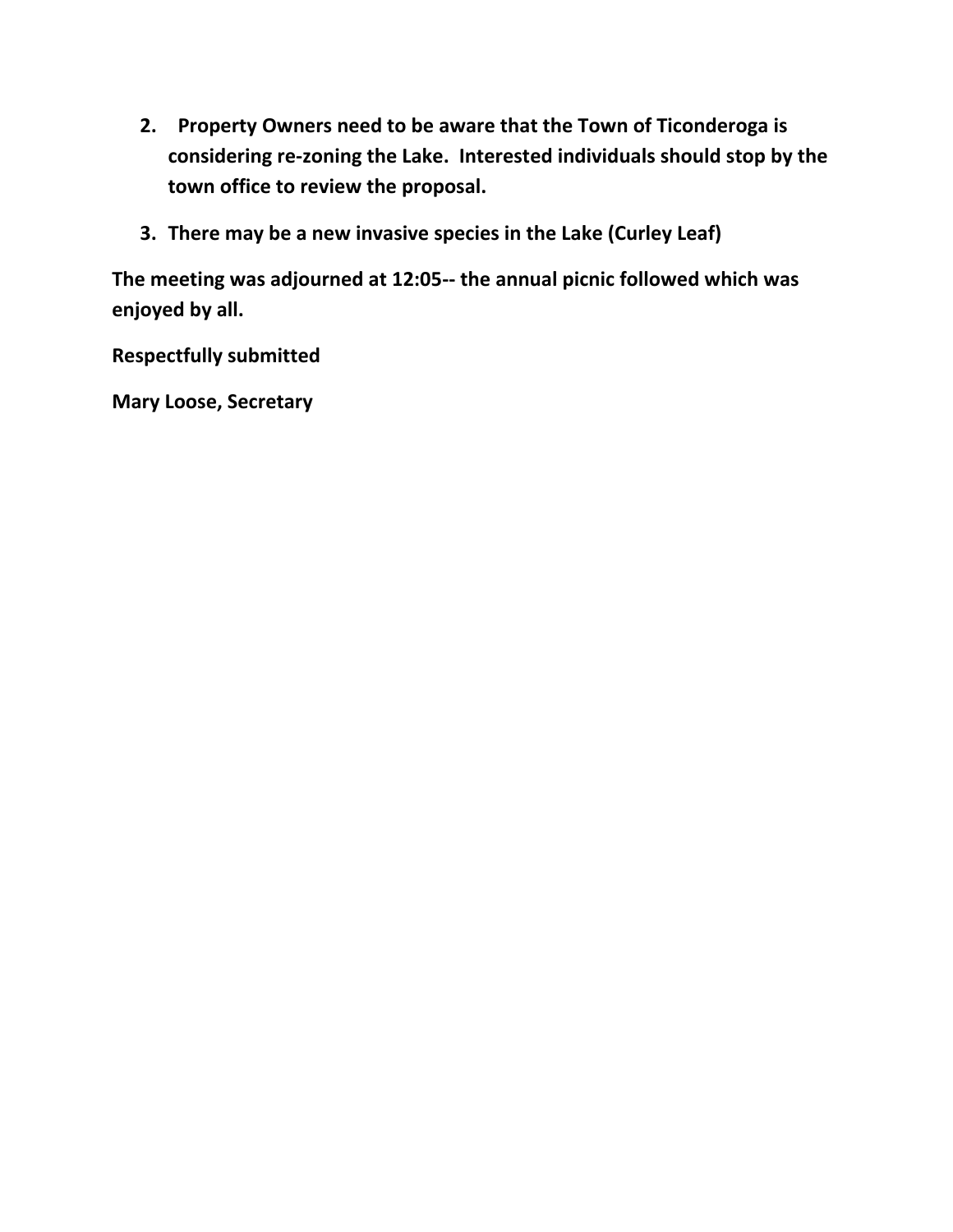2. **Property Owners need to be aware that the Town of Ticonderoga is considering re-zoning the Lake. Interested individuals should stop by the town office to review the proposal.**
3. **There may be a new invasive species in the Lake (Curley Leaf)**

**The meeting was adjourned at 12:05-- the annual picnic followed which was enjoyed by all.**

**Respectfully submitted**

**Mary Loose, Secretary**